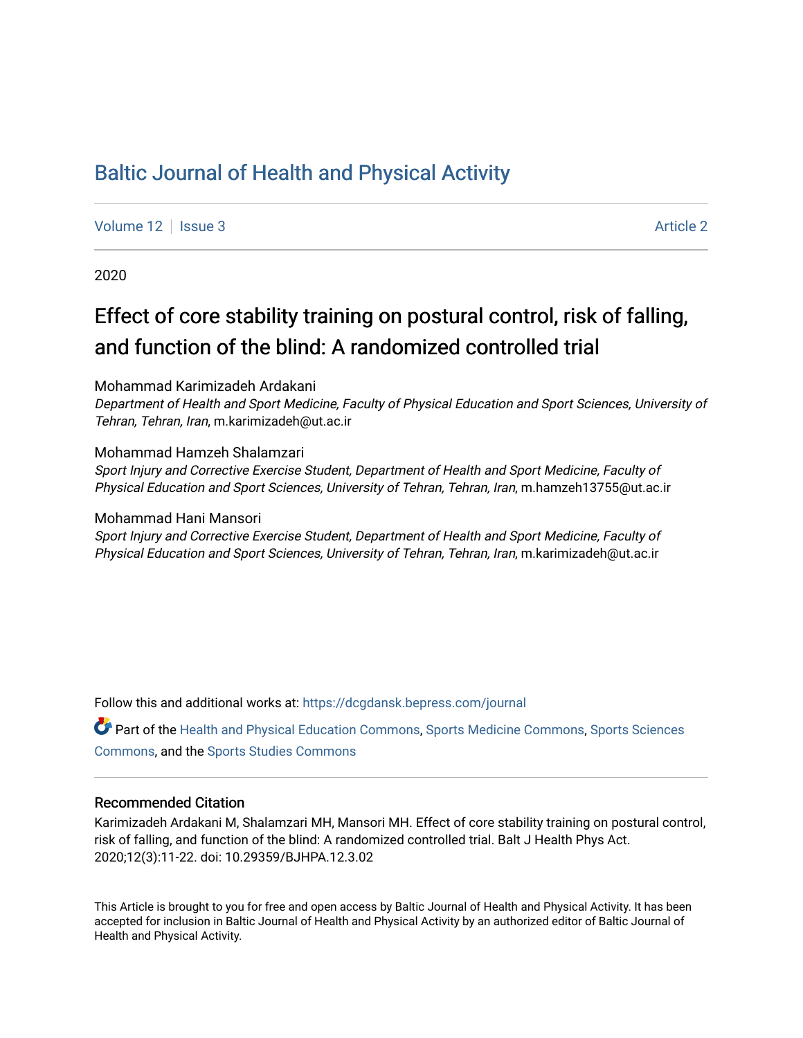# Baltic Journal of Health and Physical Activity

Volume 12 | Issue 3 Article 2

2020

## Effect of core stability training on postural control, risk of falling, and function of the blind: A randomized controlled trial

Mohammad Karimizadeh Ardakani
*Department of Health and Sport Medicine, Faculty of Physical Education and Sport Sciences, University of Tehran, Tehran, Iran*, m.karimizadeh@ut.ac.ir

Mohammad Hamzeh Shalamzari
*Sport Injury and Corrective Exercise Student, Department of Health and Sport Medicine, Faculty of Physical Education and Sport Sciences, University of Tehran, Tehran, Iran*, m.hamzeh13755@ut.ac.ir

Mohammad Hani Mansori
*Sport Injury and Corrective Exercise Student, Department of Health and Sport Medicine, Faculty of Physical Education and Sport Sciences, University of Tehran, Tehran, Iran*, m.karimizadeh@ut.ac.ir

Follow this and additional works at: https://dcgdansk.bepress.com/journal

Part of the Health and Physical Education Commons, Sports Medicine Commons, Sports Sciences Commons, and the Sports Studies Commons

### Recommended Citation

Karimizadeh Ardakani M, Shalamzari MH, Mansori MH. Effect of core stability training on postural control, risk of falling, and function of the blind: A randomized controlled trial. Balt J Health Phys Act. 2020;12(3):11-22. doi: 10.29359/BJHPA.12.3.02

This Article is brought to you for free and open access by Baltic Journal of Health and Physical Activity. It has been accepted for inclusion in Baltic Journal of Health and Physical Activity by an authorized editor of Baltic Journal of Health and Physical Activity.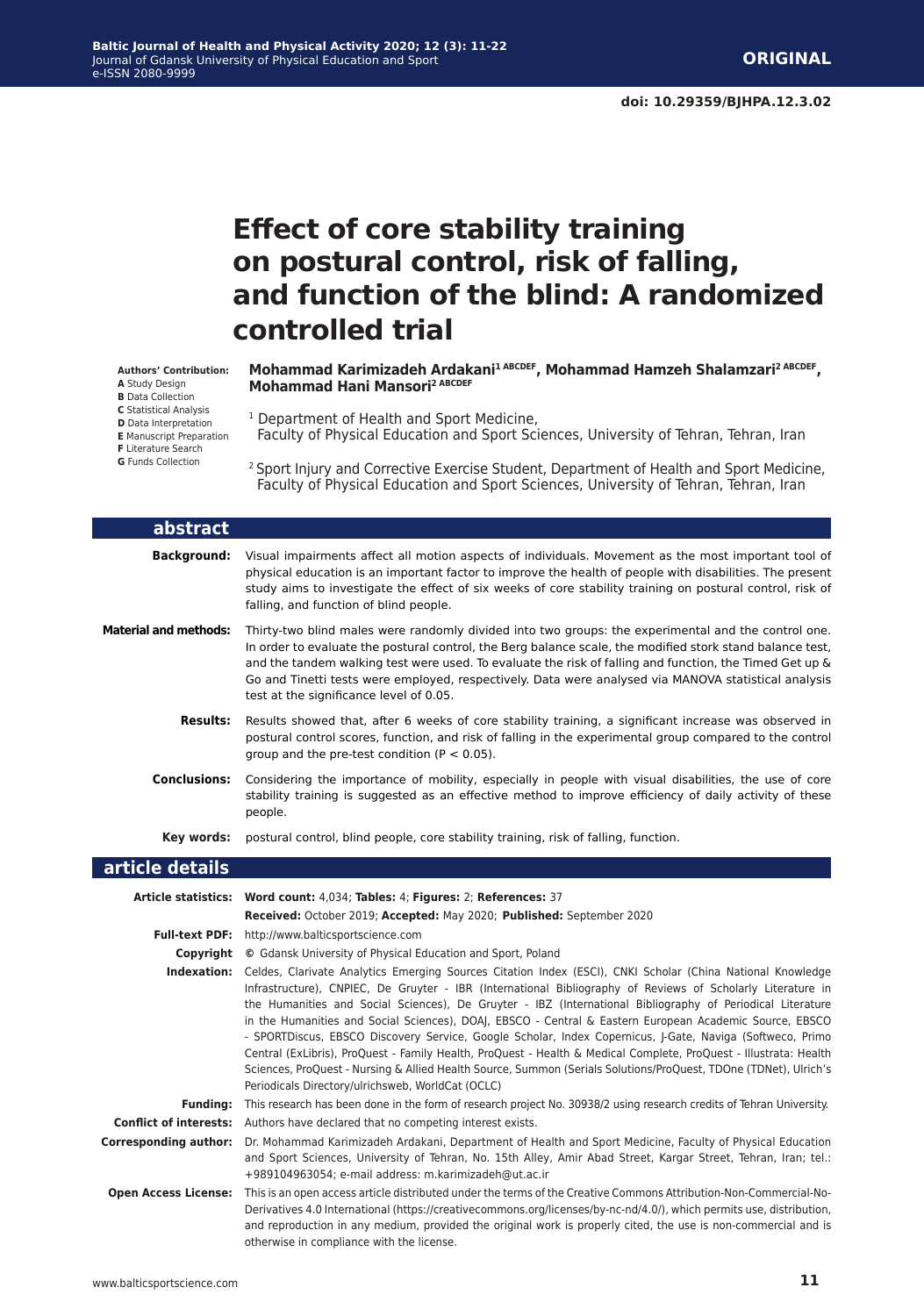# Effect of core stability training on postural control, risk of falling, and function of the blind: A randomized controlled trial

**Authors' Contribution:**
**A** Study Design
**B** Data Collection
**C** Statistical Analysis
**D** Data Interpretation
**E** Manuscript Preparation
**F** Literature Search
**G** Funds Collection

**Mohammad Karimizadeh Ardakani**[1 ABCDEF], **Mohammad Hamzeh Shalamzari**[2 ABCDEF], **Mohammad Hani Mansori**[2 ABCDEF]

[1] Department of Health and Sport Medicine, Faculty of Physical Education and Sport Sciences, University of Tehran, Tehran, Iran

[2] Sport Injury and Corrective Exercise Student, Department of Health and Sport Medicine, Faculty of Physical Education and Sport Sciences, University of Tehran, Tehran, Iran

## abstract

**Background:** Visual impairments affect all motion aspects of individuals. Movement as the most important tool of physical education is an important factor to improve the health of people with disabilities. The present study aims to investigate the effect of six weeks of core stability training on postural control, risk of falling, and function of blind people.

**Material and methods:** Thirty-two blind males were randomly divided into two groups: the experimental and the control one. In order to evaluate the postural control, the Berg balance scale, the modified stork stand balance test, and the tandem walking test were used. To evaluate the risk of falling and function, the Timed Get up & Go and Tinetti tests were employed, respectively. Data were analysed via MANOVA statistical analysis test at the significance level of 0.05.

**Results:** Results showed that, after 6 weeks of core stability training, a significant increase was observed in postural control scores, function, and risk of falling in the experimental group compared to the control group and the pre-test condition ($P < 0.05$).

**Conclusions:** Considering the importance of mobility, especially in people with visual disabilities, the use of core stability training is suggested as an effective method to improve efficiency of daily activity of these people.

**Key words:** postural control, blind people, core stability training, risk of falling, function.

## article details

**Article statistics:** **Word count:** 4,034; **Tables:** 4; **Figures:** 2; **References:** 37
**Received:** October 2019; **Accepted:** May 2020; **Published:** September 2020

**Full-text PDF:** http://www.balticsportscience.com

**Copyright** © Gdansk University of Physical Education and Sport, Poland

**Indexation:** Celdes, Clarivate Analytics Emerging Sources Citation Index (ESCI), CNKI Scholar (China National Knowledge Infrastructure), CNPIEC, De Gruyter - IBR (International Bibliography of Reviews of Scholarly Literature in the Humanities and Social Sciences), De Gruyter - IBZ (International Bibliography of Periodical Literature in the Humanities and Social Sciences), DOAJ, EBSCO - Central & Eastern European Academic Source, EBSCO - SPORTDiscus, EBSCO Discovery Service, Google Scholar, Index Copernicus, J-Gate, Naviga (Softweco, Primo Central (ExLibris), ProQuest - Family Health, ProQuest - Health & Medical Complete, ProQuest - Illustrata: Health Sciences, ProQuest - Nursing & Allied Health Source, Summon (Serials Solutions/ProQuest, TDOne (TDNet), Ulrich's Periodicals Directory/ulrichsweb, WorldCat (OCLC)

**Funding:** This research has been done in the form of research project No. 30938/2 using research credits of Tehran University.

**Conflict of interests:** Authors have declared that no competing interest exists.

**Corresponding author:** Dr. Mohammad Karimizadeh Ardakani, Department of Health and Sport Medicine, Faculty of Physical Education and Sport Sciences, University of Tehran, No. 15th Alley, Amir Abad Street, Kargar Street, Tehran, Iran; tel.: +989104963054; e-mail address: m.karimizadeh@ut.ac.ir

**Open Access License:** This is an open access article distributed under the terms of the Creative Commons Attribution-Non-Commercial-No-Derivatives 4.0 International (https://creativecommons.org/licenses/by-nc-nd/4.0/), which permits use, distribution, and reproduction in any medium, provided the original work is properly cited, the use is non-commercial and is otherwise in compliance with the license.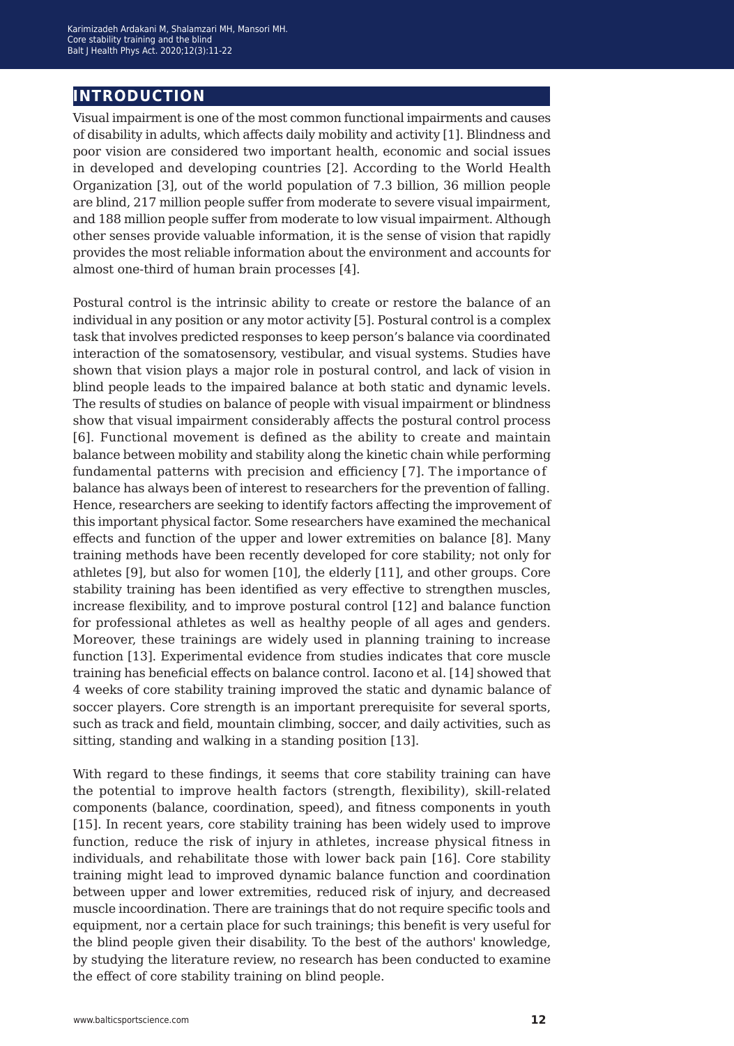## INTRODUCTION

Visual impairment is one of the most common functional impairments and causes of disability in adults, which affects daily mobility and activity [1]. Blindness and poor vision are considered two important health, economic and social issues in developed and developing countries [2]. According to the World Health Organization [3], out of the world population of 7.3 billion, 36 million people are blind, 217 million people suffer from moderate to severe visual impairment, and 188 million people suffer from moderate to low visual impairment. Although other senses provide valuable information, it is the sense of vision that rapidly provides the most reliable information about the environment and accounts for almost one-third of human brain processes [4].

Postural control is the intrinsic ability to create or restore the balance of an individual in any position or any motor activity [5]. Postural control is a complex task that involves predicted responses to keep person's balance via coordinated interaction of the somatosensory, vestibular, and visual systems. Studies have shown that vision plays a major role in postural control, and lack of vision in blind people leads to the impaired balance at both static and dynamic levels. The results of studies on balance of people with visual impairment or blindness show that visual impairment considerably affects the postural control process [6]. Functional movement is defined as the ability to create and maintain balance between mobility and stability along the kinetic chain while performing fundamental patterns with precision and efficiency [7]. The importance of balance has always been of interest to researchers for the prevention of falling. Hence, researchers are seeking to identify factors affecting the improvement of this important physical factor. Some researchers have examined the mechanical effects and function of the upper and lower extremities on balance [8]. Many training methods have been recently developed for core stability; not only for athletes [9], but also for women [10], the elderly [11], and other groups. Core stability training has been identified as very effective to strengthen muscles, increase flexibility, and to improve postural control [12] and balance function for professional athletes as well as healthy people of all ages and genders. Moreover, these trainings are widely used in planning training to increase function [13]. Experimental evidence from studies indicates that core muscle training has beneficial effects on balance control. Iacono et al. [14] showed that 4 weeks of core stability training improved the static and dynamic balance of soccer players. Core strength is an important prerequisite for several sports, such as track and field, mountain climbing, soccer, and daily activities, such as sitting, standing and walking in a standing position [13].

With regard to these findings, it seems that core stability training can have the potential to improve health factors (strength, flexibility), skill-related components (balance, coordination, speed), and fitness components in youth [15]. In recent years, core stability training has been widely used to improve function, reduce the risk of injury in athletes, increase physical fitness in individuals, and rehabilitate those with lower back pain [16]. Core stability training might lead to improved dynamic balance function and coordination between upper and lower extremities, reduced risk of injury, and decreased muscle incoordination. There are trainings that do not require specific tools and equipment, nor a certain place for such trainings; this benefit is very useful for the blind people given their disability. To the best of the authors' knowledge, by studying the literature review, no research has been conducted to examine the effect of core stability training on blind people.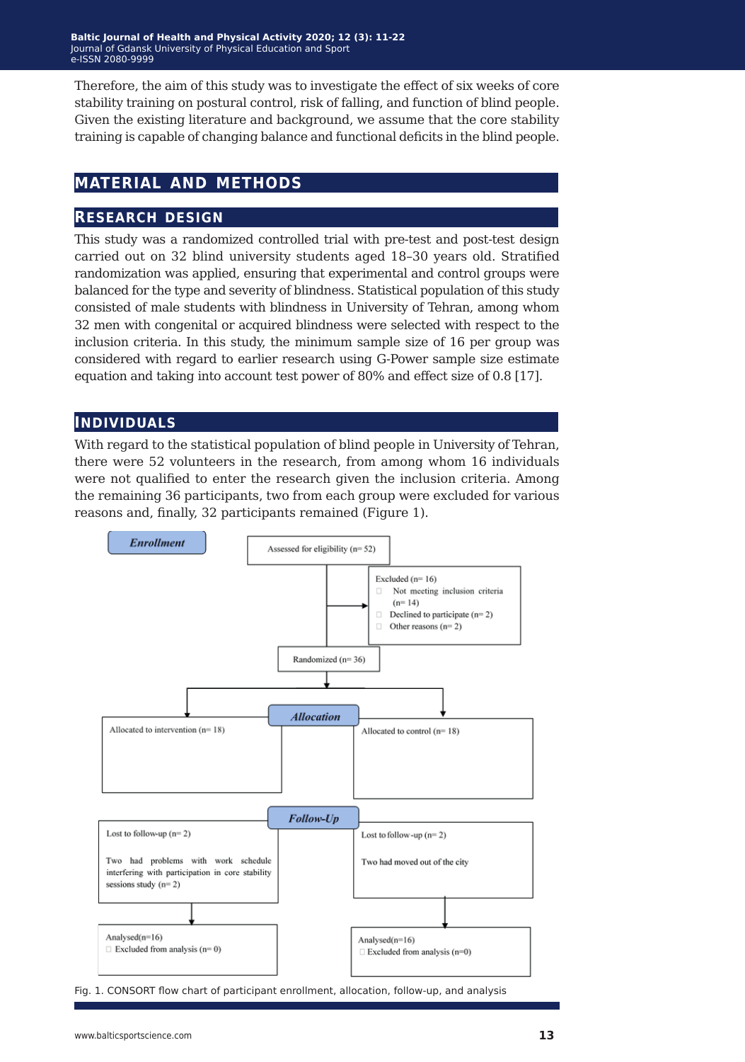Therefore, the aim of this study was to investigate the effect of six weeks of core stability training on postural control, risk of falling, and function of blind people. Given the existing literature and background, we assume that the core stability training is capable of changing balance and functional deficits in the blind people.

## MATERIAL AND METHODS

### RESEARCH DESIGN

This study was a randomized controlled trial with pre-test and post-test design carried out on 32 blind university students aged 18–30 years old. Stratified randomization was applied, ensuring that experimental and control groups were balanced for the type and severity of blindness. Statistical population of this study consisted of male students with blindness in University of Tehran, among whom 32 men with congenital or acquired blindness were selected with respect to the inclusion criteria. In this study, the minimum sample size of 16 per group was considered with regard to earlier research using G-Power sample size estimate equation and taking into account test power of 80% and effect size of 0.8 [17].

### INDIVIDUALS

With regard to the statistical population of blind people in University of Tehran, there were 52 volunteers in the research, from among whom 16 individuals were not qualified to enter the research given the inclusion criteria. Among the remaining 36 participants, two from each group were excluded for various reasons and, finally, 32 participants remained (Figure 1).

**Enrollment**

Assessed for eligibility (n= 52)

Excluded (n= 16)
- Not meeting inclusion criteria (n= 14)
- Declined to participate (n= 2)
- Other reasons (n= 2)

Randomized (n= 36)

**Allocation**

Allocated to intervention (n= 18)

Allocated to control (n= 18)

**Follow-Up**

Lost to follow-up (n= 2)

Two had problems with work schedule interfering with participation in core stability sessions study (n= 2)

Lost to follow-up (n= 2)

Two had moved out of the city

Analysed(n=16)
- Excluded from analysis (n= 0)

Analysed(n=16)
- Excluded from analysis (n=0)

Fig. 1. CONSORT flow chart of participant enrollment, allocation, follow-up, and analysis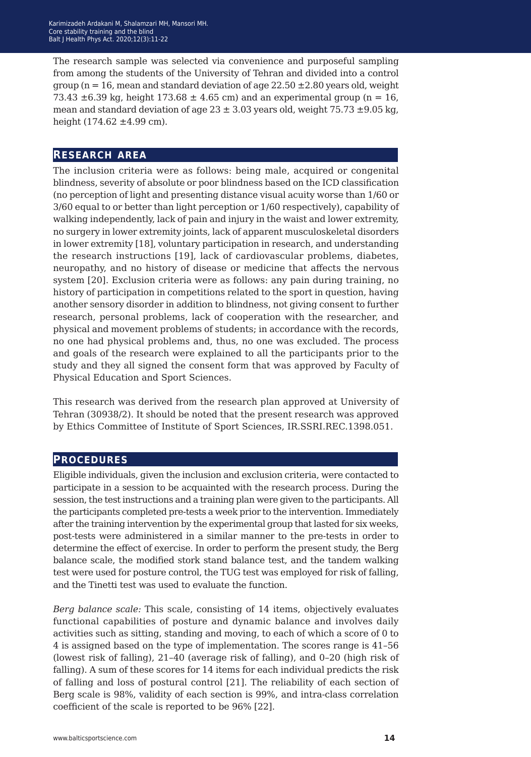The research sample was selected via convenience and purposeful sampling from among the students of the University of Tehran and divided into a control group ($n = 16$, mean and standard deviation of age $22.50 \pm 2.80$ years old, weight $73.43 \pm 6.39$ kg, height $173.68 \pm 4.65$ cm) and an experimental group ($n = 16$, mean and standard deviation of age $23 \pm 3.03$ years old, weight $75.73 \pm 9.05$ kg, height ($174.62 \pm 4.99$ cm).

## Research area

The inclusion criteria were as follows: being male, acquired or congenital blindness, severity of absolute or poor blindness based on the ICD classification (no perception of light and presenting distance visual acuity worse than 1/60 or 3/60 equal to or better than light perception or 1/60 respectively), capability of walking independently, lack of pain and injury in the waist and lower extremity, no surgery in lower extremity joints, lack of apparent musculoskeletal disorders in lower extremity [18], voluntary participation in research, and understanding the research instructions [19], lack of cardiovascular problems, diabetes, neuropathy, and no history of disease or medicine that affects the nervous system [20]. Exclusion criteria were as follows: any pain during training, no history of participation in competitions related to the sport in question, having another sensory disorder in addition to blindness, not giving consent to further research, personal problems, lack of cooperation with the researcher, and physical and movement problems of students; in accordance with the records, no one had physical problems and, thus, no one was excluded. The process and goals of the research were explained to all the participants prior to the study and they all signed the consent form that was approved by Faculty of Physical Education and Sport Sciences.

This research was derived from the research plan approved at University of Tehran (30938/2). It should be noted that the present research was approved by Ethics Committee of Institute of Sport Sciences, IR.SSRI.REC.1398.051.

## Procedures

Eligible individuals, given the inclusion and exclusion criteria, were contacted to participate in a session to be acquainted with the research process. During the session, the test instructions and a training plan were given to the participants. All the participants completed pre-tests a week prior to the intervention. Immediately after the training intervention by the experimental group that lasted for six weeks, post-tests were administered in a similar manner to the pre-tests in order to determine the effect of exercise. In order to perform the present study, the Berg balance scale, the modified stork stand balance test, and the tandem walking test were used for posture control, the TUG test was employed for risk of falling, and the Tinetti test was used to evaluate the function.

*Berg balance scale:* This scale, consisting of 14 items, objectively evaluates functional capabilities of posture and dynamic balance and involves daily activities such as sitting, standing and moving, to each of which a score of 0 to 4 is assigned based on the type of implementation. The scores range is 41–56 (lowest risk of falling), 21–40 (average risk of falling), and 0–20 (high risk of falling). A sum of these scores for 14 items for each individual predicts the risk of falling and loss of postural control [21]. The reliability of each section of Berg scale is 98%, validity of each section is 99%, and intra-class correlation coefficient of the scale is reported to be 96% [22].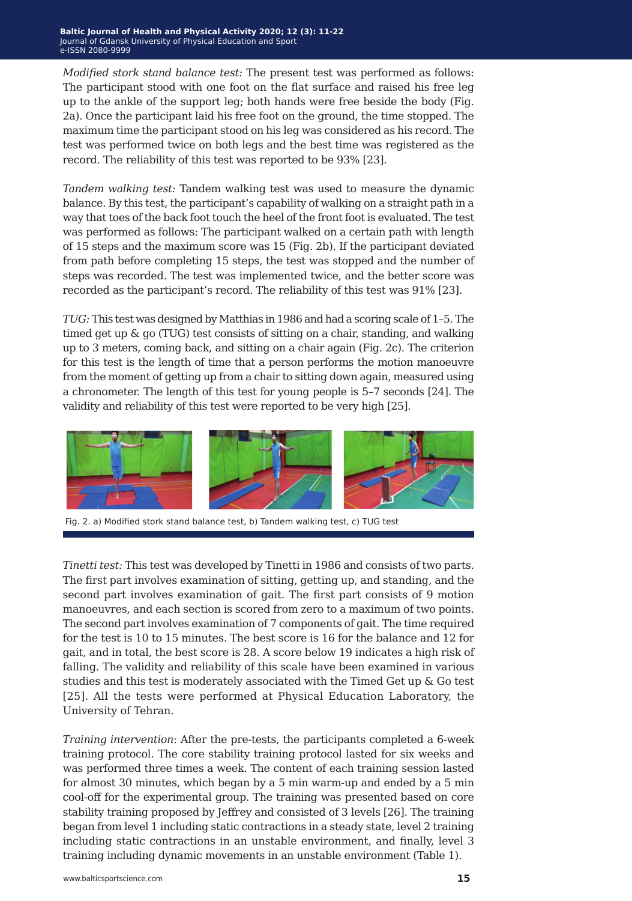*Modified stork stand balance test:* The present test was performed as follows: The participant stood with one foot on the flat surface and raised his free leg up to the ankle of the support leg; both hands were free beside the body (Fig. 2a). Once the participant laid his free foot on the ground, the time stopped. The maximum time the participant stood on his leg was considered as his record. The test was performed twice on both legs and the best time was registered as the record. The reliability of this test was reported to be 93% [23].

*Tandem walking test:* Tandem walking test was used to measure the dynamic balance. By this test, the participant's capability of walking on a straight path in a way that toes of the back foot touch the heel of the front foot is evaluated. The test was performed as follows: The participant walked on a certain path with length of 15 steps and the maximum score was 15 (Fig. 2b). If the participant deviated from path before completing 15 steps, the test was stopped and the number of steps was recorded. The test was implemented twice, and the better score was recorded as the participant's record. The reliability of this test was 91% [23].

*TUG:* This test was designed by Matthias in 1986 and had a scoring scale of 1–5. The timed get up & go (TUG) test consists of sitting on a chair, standing, and walking up to 3 meters, coming back, and sitting on a chair again (Fig. 2c). The criterion for this test is the length of time that a person performs the motion manoeuvre from the moment of getting up from a chair to sitting down again, measured using a chronometer. The length of this test for young people is 5–7 seconds [24]. The validity and reliability of this test were reported to be very high [25].

Fig. 2. a) Modified stork stand balance test, b) Tandem walking test, c) TUG test

*Tinetti test:* This test was developed by Tinetti in 1986 and consists of two parts. The first part involves examination of sitting, getting up, and standing, and the second part involves examination of gait. The first part consists of 9 motion manoeuvres, and each section is scored from zero to a maximum of two points. The second part involves examination of 7 components of gait. The time required for the test is 10 to 15 minutes. The best score is 16 for the balance and 12 for gait, and in total, the best score is 28. A score below 19 indicates a high risk of falling. The validity and reliability of this scale have been examined in various studies and this test is moderately associated with the Timed Get up & Go test [25]. All the tests were performed at Physical Education Laboratory, the University of Tehran.

*Training intervention*: After the pre-tests, the participants completed a 6-week training protocol. The core stability training protocol lasted for six weeks and was performed three times a week. The content of each training session lasted for almost 30 minutes, which began by a 5 min warm-up and ended by a 5 min cool-off for the experimental group. The training was presented based on core stability training proposed by Jeffrey and consisted of 3 levels [26]. The training began from level 1 including static contractions in a steady state, level 2 training including static contractions in an unstable environment, and finally, level 3 training including dynamic movements in an unstable environment (Table 1).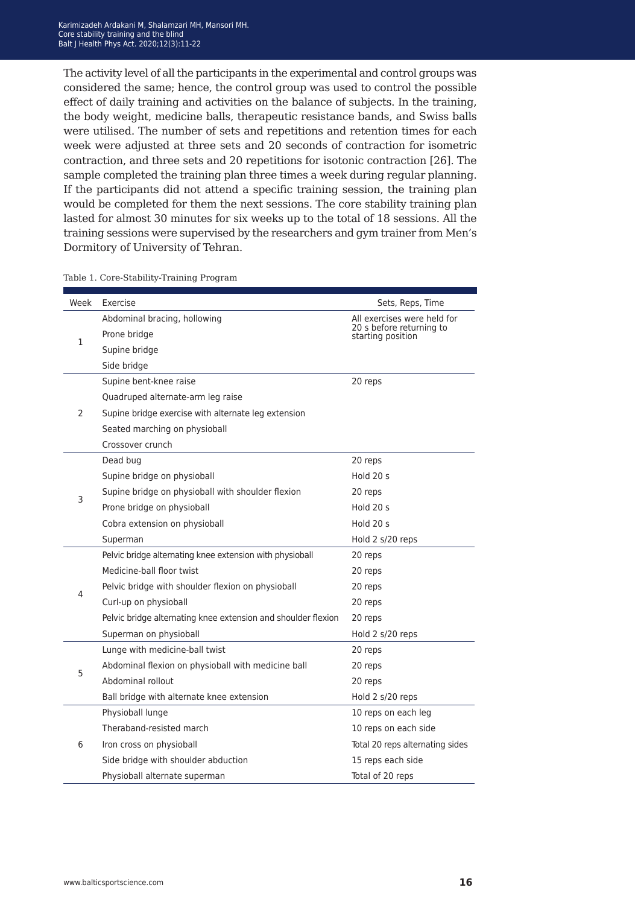The activity level of all the participants in the experimental and control groups was considered the same; hence, the control group was used to control the possible effect of daily training and activities on the balance of subjects. In the training, the body weight, medicine balls, therapeutic resistance bands, and Swiss balls were utilised. The number of sets and repetitions and retention times for each week were adjusted at three sets and 20 seconds of contraction for isometric contraction, and three sets and 20 repetitions for isotonic contraction [26]. The sample completed the training plan three times a week during regular planning. If the participants did not attend a specific training session, the training plan would be completed for them the next sessions. The core stability training plan lasted for almost 30 minutes for six weeks up to the total of 18 sessions. All the training sessions were supervised by the researchers and gym trainer from Men's Dormitory of University of Tehran.

Table 1. Core-Stability-Training Program

| Week | Exercise | Sets, Reps, Time |
|---|---|---|
| 1 | Abdominal bracing, hollowing | All exercises were held for 20 s before returning to starting position |
| | Prone bridge | |
| | Supine bridge | |
| | Side bridge | |
| 2 | Supine bent-knee raise | 20 reps |
| | Quadruped alternate-arm leg raise | |
| | Supine bridge exercise with alternate leg extension | |
| | Seated marching on physioball | |
| | Crossover crunch | |
| 3 | Dead bug | 20 reps |
| | Supine bridge on physioball | Hold 20 s |
| | Supine bridge on physioball with shoulder flexion | 20 reps |
| | Prone bridge on physioball | Hold 20 s |
| | Cobra extension on physioball | Hold 20 s |
| | Superman | Hold 2 s/20 reps |
| 4 | Pelvic bridge alternating knee extension with physioball | 20 reps |
| | Medicine-ball floor twist | 20 reps |
| | Pelvic bridge with shoulder flexion on physioball | 20 reps |
| | Curl-up on physioball | 20 reps |
| | Pelvic bridge alternating knee extension and shoulder flexion | 20 reps |
| | Superman on physioball | Hold 2 s/20 reps |
| 5 | Lunge with medicine-ball twist | 20 reps |
| | Abdominal flexion on physioball with medicine ball | 20 reps |
| | Abdominal rollout | 20 reps |
| | Ball bridge with alternate knee extension | Hold 2 s/20 reps |
| 6 | Physioball lunge | 10 reps on each leg |
| | Theraband-resisted march | 10 reps on each side |
| | Iron cross on physioball | Total 20 reps alternating sides |
| | Side bridge with shoulder abduction | 15 reps each side |
| | Physioball alternate superman | Total of 20 reps |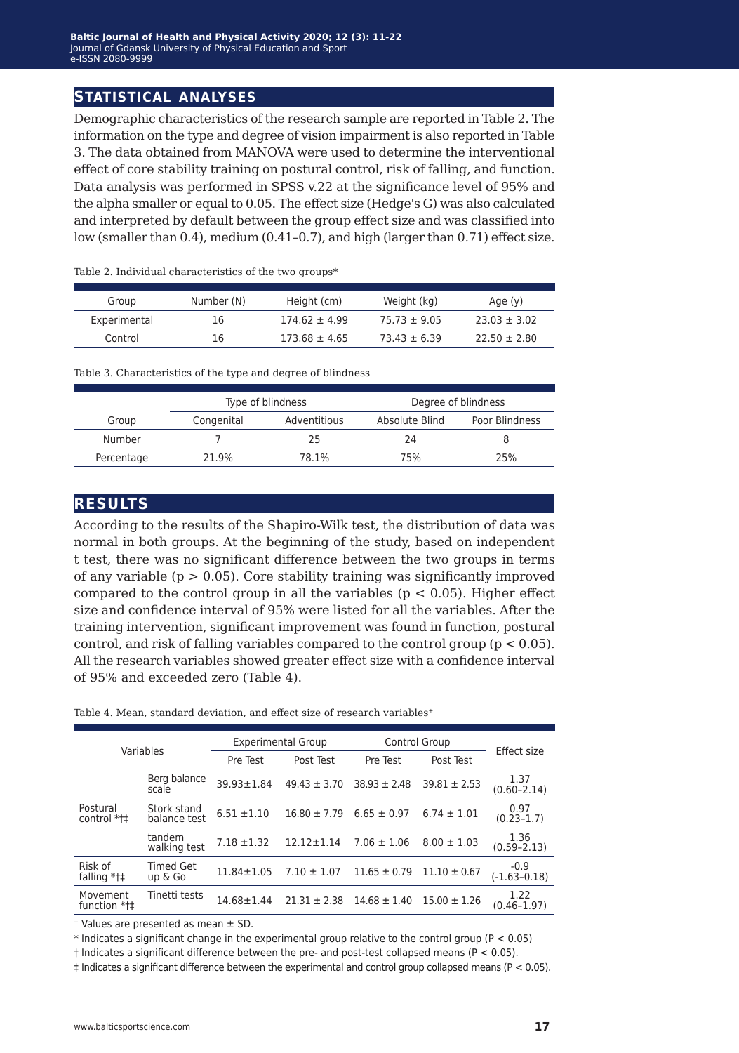## STATISTICAL ANALYSES

Demographic characteristics of the research sample are reported in Table 2. The information on the type and degree of vision impairment is also reported in Table 3. The data obtained from MANOVA were used to determine the interventional effect of core stability training on postural control, risk of falling, and function. Data analysis was performed in SPSS v.22 at the significance level of 95% and the alpha smaller or equal to 0.05. The effect size (Hedge's G) was also calculated and interpreted by default between the group effect size and was classified into low (smaller than 0.4), medium (0.41–0.7), and high (larger than 0.71) effect size.

Table 2. Individual characteristics of the two groups*

| Group | Number (N) | Height (cm) | Weight (kg) | Age (y) |
|---|---|---|---|---|
| Experimental | 16 | 174.62 ± 4.99 | 75.73 ± 9.05 | 23.03 ± 3.02 |
| Control | 16 | 173.68 ± 4.65 | 73.43 ± 6.39 | 22.50 ± 2.80 |

Table 3. Characteristics of the type and degree of blindness

| | Type of blindness | | Degree of blindness | |
|---|---|---|---|---|
| Group | Congenital | Adventitious | Absolute Blind | Poor Blindness |
| Number | 7 | 25 | 24 | 8 |
| Percentage | 21.9% | 78.1% | 75% | 25% |

## RESULTS

According to the results of the Shapiro-Wilk test, the distribution of data was normal in both groups. At the beginning of the study, based on independent t test, there was no significant difference between the two groups in terms of any variable ($p > 0.05$). Core stability training was significantly improved compared to the control group in all the variables ($p < 0.05$). Higher effect size and confidence interval of 95% were listed for all the variables. After the training intervention, significant improvement was found in function, postural control, and risk of falling variables compared to the control group ($p < 0.05$). All the research variables showed greater effect size with a confidence interval of 95% and exceeded zero (Table 4).

Table 4. Mean, standard deviation, and effect size of research variables[+]

| Variables | | Experimental Group | | Control Group | | Effect size |
|---|---|---|---|---|---|---|
| | | Pre Test | Post Test | Pre Test | Post Test | |
| Postural control *†‡ | Berg balance scale | 39.93±1.84 | 49.43 ± 3.70 | 38.93 ± 2.48 | 39.81 ± 2.53 | 1.37 (0.60–2.14) |
| | Stork stand balance test | 6.51 ±1.10 | 16.80 ± 7.79 | 6.65 ± 0.97 | 6.74 ± 1.01 | 0.97 (0.23–1.7) |
| | tandem walking test | 7.18 ±1.32 | 12.12±1.14 | 7.06 ± 1.06 | 8.00 ± 1.03 | 1.36 (0.59–2.13) |
| Risk of falling *†‡ | Timed Get up & Go | 11.84±1.05 | 7.10 ± 1.07 | 11.65 ± 0.79 | 11.10 ± 0.67 | -0.9 (-1.63–0.18) |
| Movement function *†‡ | Tinetti tests | 14.68±1.44 | 21.31 ± 2.38 | 14.68 ± 1.40 | 15.00 ± 1.26 | 1.22 (0.46–1.97) |

[+] Values are presented as mean ± SD.

* Indicates a significant change in the experimental group relative to the control group ($P < 0.05$)

† Indicates a significant difference between the pre- and post-test collapsed means ($P < 0.05$).

‡ Indicates a significant difference between the experimental and control group collapsed means ($P < 0.05$).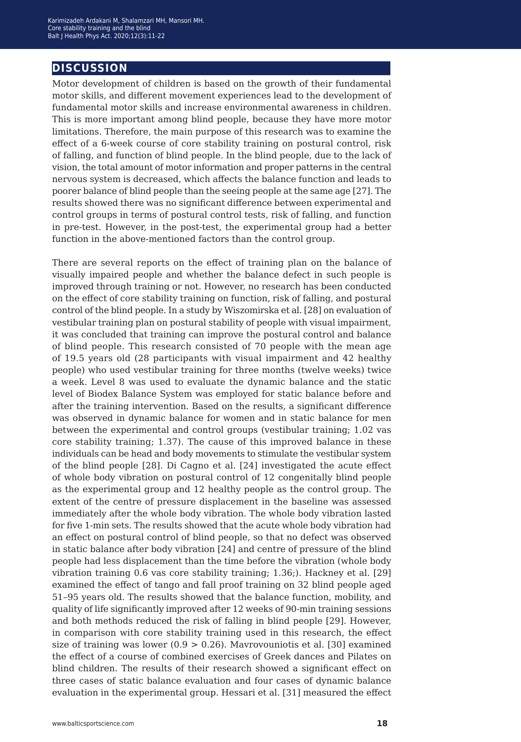## DISCUSSION

Motor development of children is based on the growth of their fundamental motor skills, and different movement experiences lead to the development of fundamental motor skills and increase environmental awareness in children. This is more important among blind people, because they have more motor limitations. Therefore, the main purpose of this research was to examine the effect of a 6-week course of core stability training on postural control, risk of falling, and function of blind people. In the blind people, due to the lack of vision, the total amount of motor information and proper patterns in the central nervous system is decreased, which affects the balance function and leads to poorer balance of blind people than the seeing people at the same age [27]. The results showed there was no significant difference between experimental and control groups in terms of postural control tests, risk of falling, and function in pre-test. However, in the post-test, the experimental group had a better function in the above-mentioned factors than the control group.

There are several reports on the effect of training plan on the balance of visually impaired people and whether the balance defect in such people is improved through training or not. However, no research has been conducted on the effect of core stability training on function, risk of falling, and postural control of the blind people. In a study by Wiszomirska et al. [28] on evaluation of vestibular training plan on postural stability of people with visual impairment, it was concluded that training can improve the postural control and balance of blind people. This research consisted of 70 people with the mean age of 19.5 years old (28 participants with visual impairment and 42 healthy people) who used vestibular training for three months (twelve weeks) twice a week. Level 8 was used to evaluate the dynamic balance and the static level of Biodex Balance System was employed for static balance before and after the training intervention. Based on the results, a significant difference was observed in dynamic balance for women and in static balance for men between the experimental and control groups (vestibular training; 1.02 vas core stability training; 1.37). The cause of this improved balance in these individuals can be head and body movements to stimulate the vestibular system of the blind people [28]. Di Cagno et al. [24] investigated the acute effect of whole body vibration on postural control of 12 congenitally blind people as the experimental group and 12 healthy people as the control group. The extent of the centre of pressure displacement in the baseline was assessed immediately after the whole body vibration. The whole body vibration lasted for five 1-min sets. The results showed that the acute whole body vibration had an effect on postural control of blind people, so that no defect was observed in static balance after body vibration [24] and centre of pressure of the blind people had less displacement than the time before the vibration (whole body vibration training 0.6 vas core stability training; 1.36;). Hackney et al. [29] examined the effect of tango and fall proof training on 32 blind people aged 51–95 years old. The results showed that the balance function, mobility, and quality of life significantly improved after 12 weeks of 90-min training sessions and both methods reduced the risk of falling in blind people [29]. However, in comparison with core stability training used in this research, the effect size of training was lower ($0.9 > 0.26$). Mavrovouniotis et al. [30] examined the effect of a course of combined exercises of Greek dances and Pilates on blind children. The results of their research showed a significant effect on three cases of static balance evaluation and four cases of dynamic balance evaluation in the experimental group. Hessari et al. [31] measured the effect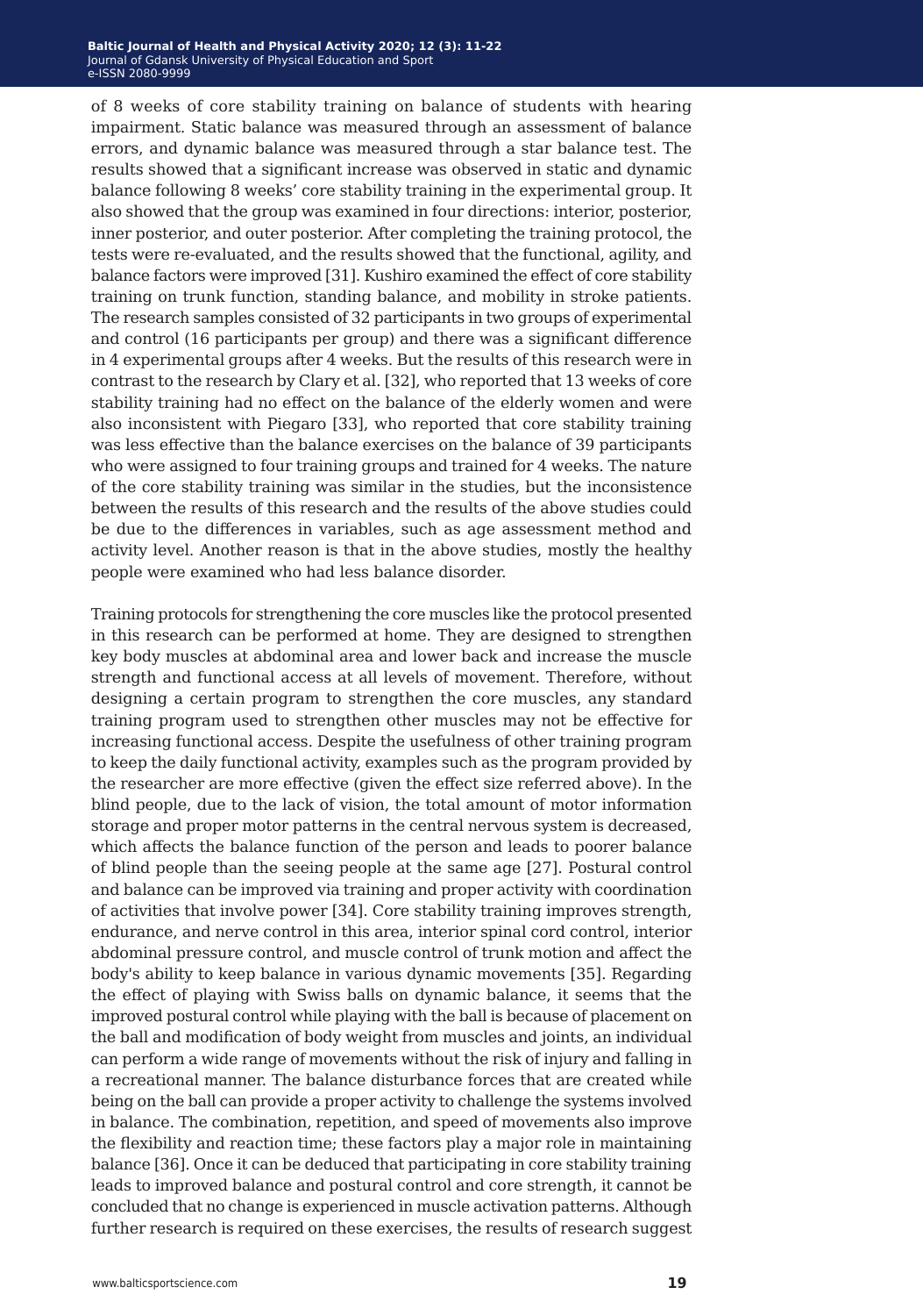of 8 weeks of core stability training on balance of students with hearing impairment. Static balance was measured through an assessment of balance errors, and dynamic balance was measured through a star balance test. The results showed that a significant increase was observed in static and dynamic balance following 8 weeks' core stability training in the experimental group. It also showed that the group was examined in four directions: interior, posterior, inner posterior, and outer posterior. After completing the training protocol, the tests were re-evaluated, and the results showed that the functional, agility, and balance factors were improved [31]. Kushiro examined the effect of core stability training on trunk function, standing balance, and mobility in stroke patients. The research samples consisted of 32 participants in two groups of experimental and control (16 participants per group) and there was a significant difference in 4 experimental groups after 4 weeks. But the results of this research were in contrast to the research by Clary et al. [32], who reported that 13 weeks of core stability training had no effect on the balance of the elderly women and were also inconsistent with Piegaro [33], who reported that core stability training was less effective than the balance exercises on the balance of 39 participants who were assigned to four training groups and trained for 4 weeks. The nature of the core stability training was similar in the studies, but the inconsistence between the results of this research and the results of the above studies could be due to the differences in variables, such as age assessment method and activity level. Another reason is that in the above studies, mostly the healthy people were examined who had less balance disorder.

Training protocols for strengthening the core muscles like the protocol presented in this research can be performed at home. They are designed to strengthen key body muscles at abdominal area and lower back and increase the muscle strength and functional access at all levels of movement. Therefore, without designing a certain program to strengthen the core muscles, any standard training program used to strengthen other muscles may not be effective for increasing functional access. Despite the usefulness of other training program to keep the daily functional activity, examples such as the program provided by the researcher are more effective (given the effect size referred above). In the blind people, due to the lack of vision, the total amount of motor information storage and proper motor patterns in the central nervous system is decreased, which affects the balance function of the person and leads to poorer balance of blind people than the seeing people at the same age [27]. Postural control and balance can be improved via training and proper activity with coordination of activities that involve power [34]. Core stability training improves strength, endurance, and nerve control in this area, interior spinal cord control, interior abdominal pressure control, and muscle control of trunk motion and affect the body's ability to keep balance in various dynamic movements [35]. Regarding the effect of playing with Swiss balls on dynamic balance, it seems that the improved postural control while playing with the ball is because of placement on the ball and modification of body weight from muscles and joints, an individual can perform a wide range of movements without the risk of injury and falling in a recreational manner. The balance disturbance forces that are created while being on the ball can provide a proper activity to challenge the systems involved in balance. The combination, repetition, and speed of movements also improve the flexibility and reaction time; these factors play a major role in maintaining balance [36]. Once it can be deduced that participating in core stability training leads to improved balance and postural control and core strength, it cannot be concluded that no change is experienced in muscle activation patterns. Although further research is required on these exercises, the results of research suggest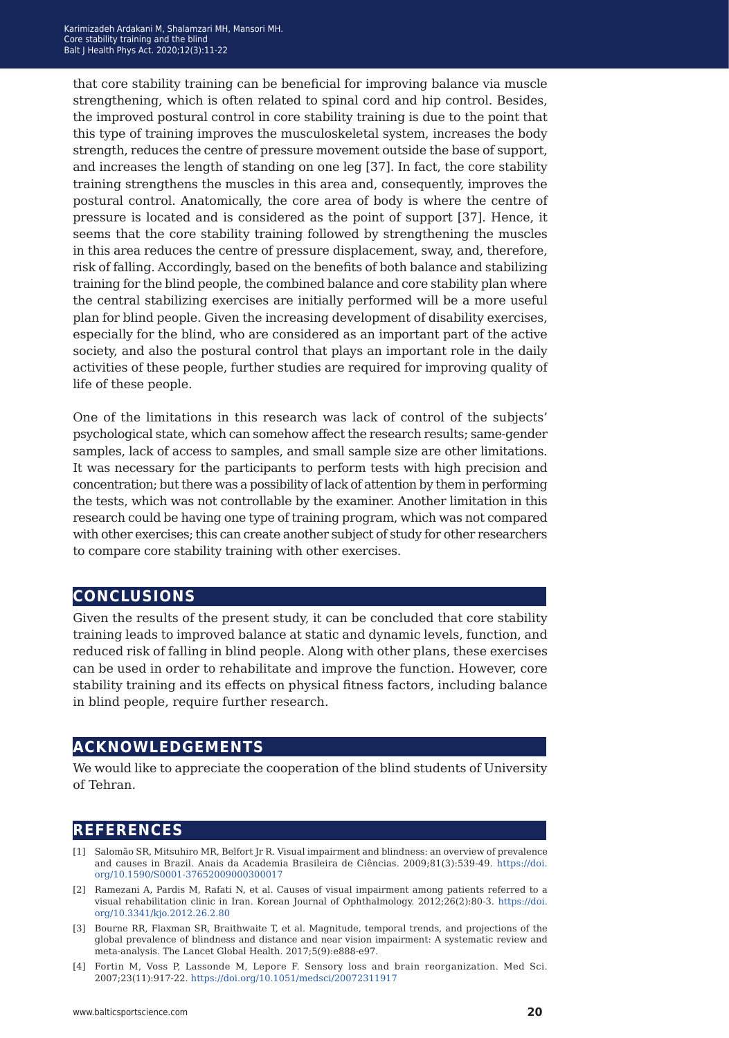that core stability training can be beneficial for improving balance via muscle strengthening, which is often related to spinal cord and hip control. Besides, the improved postural control in core stability training is due to the point that this type of training improves the musculoskeletal system, increases the body strength, reduces the centre of pressure movement outside the base of support, and increases the length of standing on one leg [37]. In fact, the core stability training strengthens the muscles in this area and, consequently, improves the postural control. Anatomically, the core area of body is where the centre of pressure is located and is considered as the point of support [37]. Hence, it seems that the core stability training followed by strengthening the muscles in this area reduces the centre of pressure displacement, sway, and, therefore, risk of falling. Accordingly, based on the benefits of both balance and stabilizing training for the blind people, the combined balance and core stability plan where the central stabilizing exercises are initially performed will be a more useful plan for blind people. Given the increasing development of disability exercises, especially for the blind, who are considered as an important part of the active society, and also the postural control that plays an important role in the daily activities of these people, further studies are required for improving quality of life of these people.

One of the limitations in this research was lack of control of the subjects' psychological state, which can somehow affect the research results; same-gender samples, lack of access to samples, and small sample size are other limitations. It was necessary for the participants to perform tests with high precision and concentration; but there was a possibility of lack of attention by them in performing the tests, which was not controllable by the examiner. Another limitation in this research could be having one type of training program, which was not compared with other exercises; this can create another subject of study for other researchers to compare core stability training with other exercises.

## CONCLUSIONS

Given the results of the present study, it can be concluded that core stability training leads to improved balance at static and dynamic levels, function, and reduced risk of falling in blind people. Along with other plans, these exercises can be used in order to rehabilitate and improve the function. However, core stability training and its effects on physical fitness factors, including balance in blind people, require further research.

## ACKNOWLEDGEMENTS

We would like to appreciate the cooperation of the blind students of University of Tehran.

## REFERENCES

[1] Salomão SR, Mitsuhiro MR, Belfort Jr R. Visual impairment and blindness: an overview of prevalence and causes in Brazil. Anais da Academia Brasileira de Ciências. 2009;81(3):539-49. https://doi.org/10.1590/S0001-37652009000300017

[2] Ramezani A, Pardis M, Rafati N, et al. Causes of visual impairment among patients referred to a visual rehabilitation clinic in Iran. Korean Journal of Ophthalmology. 2012;26(2):80-3. https://doi.org/10.3341/kjo.2012.26.2.80

[3] Bourne RR, Flaxman SR, Braithwaite T, et al. Magnitude, temporal trends, and projections of the global prevalence of blindness and distance and near vision impairment: A systematic review and meta-analysis. The Lancet Global Health. 2017;5(9):e888-e97.

[4] Fortin M, Voss P, Lassonde M, Lepore F. Sensory loss and brain reorganization. Med Sci. 2007;23(11):917-22. https://doi.org/10.1051/medsci/20072311917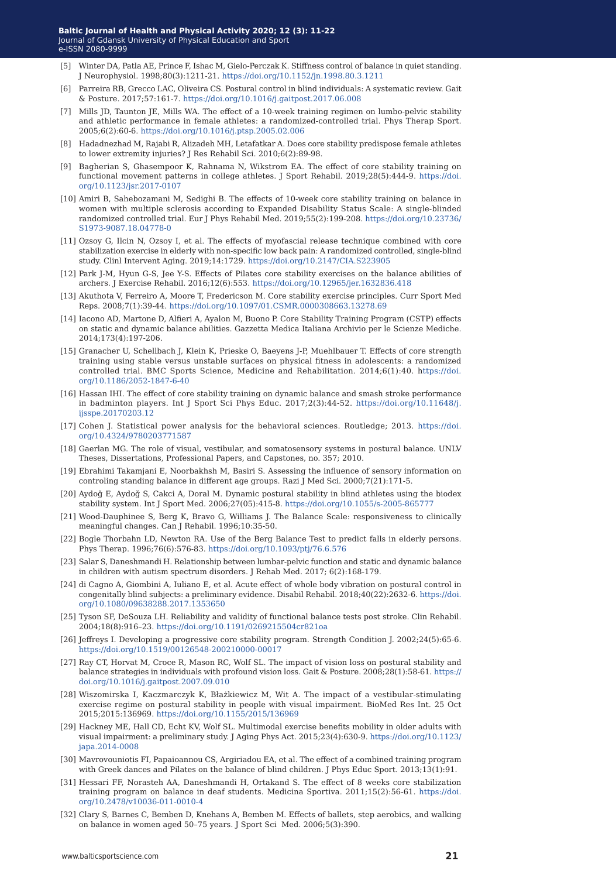[5] Winter DA, Patla AE, Prince F, Ishac M, Gielo-Perczak K. Stiffness control of balance in quiet standing. J Neurophysiol. 1998;80(3):1211-21. https://doi.org/10.1152/jn.1998.80.3.1211

[6] Parreira RB, Grecco LAC, Oliveira CS. Postural control in blind individuals: A systematic review. Gait & Posture. 2017;57:161-7. https://doi.org/10.1016/j.gaitpost.2017.06.008

[7] Mills JD, Taunton JE, Mills WA. The effect of a 10-week training regimen on lumbo-pelvic stability and athletic performance in female athletes: a randomized-controlled trial. Phys Therap Sport. 2005;6(2):60-6. https://doi.org/10.1016/j.ptsp.2005.02.006

[8] Hadadnezhad M, Rajabi R, Alizadeh MH, Letafatkar A. Does core stability predispose female athletes to lower extremity injuries? J Res Rehabil Sci. 2010;6(2):89-98.

[9] Bagherian S, Ghasempoor K, Rahnama N, Wikstrom EA. The effect of core stability training on functional movement patterns in college athletes. J Sport Rehabil. 2019;28(5):444-9. https://doi.org/10.1123/jsr.2017-0107

[10] Amiri B, Sahebozamani M, Sedighi B. The effects of 10-week core stability training on balance in women with multiple sclerosis according to Expanded Disability Status Scale: A single-blinded randomized controlled trial. Eur J Phys Rehabil Med. 2019;55(2):199-208. https://doi.org/10.23736/S1973-9087.18.04778-0

[11] Ozsoy G, Ilcin N, Ozsoy I, et al. The effects of myofascial release technique combined with core stabilization exercise in elderly with non-specific low back pain: A randomized controlled, single-blind study. Clinl Intervent Aging. 2019;14:1729. https://doi.org/10.2147/CIA.S223905

[12] Park J-M, Hyun G-S, Jee Y-S. Effects of Pilates core stability exercises on the balance abilities of archers. J Exercise Rehabil. 2016;12(6):553. https://doi.org/10.12965/jer.1632836.418

[13] Akuthota V, Ferreiro A, Moore T, Fredericson M. Core stability exercise principles. Curr Sport Med Reps. 2008;7(1):39-44. https://doi.org/10.1097/01.CSMR.0000308663.13278.69

[14] Iacono AD, Martone D, Alfieri A, Ayalon M, Buono P. Core Stability Training Program (CSTP) effects on static and dynamic balance abilities. Gazzetta Medica Italiana Archivio per le Scienze Mediche. 2014;173(4):197-206.

[15] Granacher U, Schellbach J, Klein K, Prieske O, Baeyens J-P, Muehlbauer T. Effects of core strength training using stable versus unstable surfaces on physical fitness in adolescents: a randomized controlled trial. BMC Sports Science, Medicine and Rehabilitation. 2014;6(1):40. https://doi.org/10.1186/2052-1847-6-40

[16] Hassan IHI. The effect of core stability training on dynamic balance and smash stroke performance in badminton players. Int J Sport Sci Phys Educ. 2017;2(3):44-52. https://doi.org/10.11648/j.ijsspe.20170203.12

[17] Cohen J. Statistical power analysis for the behavioral sciences. Routledge; 2013. https://doi.org/10.4324/9780203771587

[18] Gaerlan MG. The role of visual, vestibular, and somatosensory systems in postural balance. UNLV Theses, Dissertations, Professional Papers, and Capstones, no. 357; 2010.

[19] Ebrahimi Takamjani E, Noorbakhsh M, Basiri S. Assessing the influence of sensory information on controling standing balance in different age groups. Razi J Med Sci. 2000;7(21):171-5.

[20] Aydoğ E, Aydoğ S, Cakci A, Doral M. Dynamic postural stability in blind athletes using the biodex stability system. Int J Sport Med. 2006;27(05):415-8. https://doi.org/10.1055/s-2005-865777

[21] Wood-Dauphinee S, Berg K, Bravo G, Williams J. The Balance Scale: responsiveness to clinically meaningful changes. Can J Rehabil. 1996;10:35-50.

[22] Bogle Thorbahn LD, Newton RA. Use of the Berg Balance Test to predict falls in elderly persons. Phys Therap. 1996;76(6):576-83. https://doi.org/10.1093/ptj/76.6.576

[23] Salar S, Daneshmandi H. Relationship between lumbar-pelvic function and static and dynamic balance in children with autism spectrum disorders. J Rehab Med. 2017; 6(2):168-179.

[24] di Cagno A, Giombini A, Iuliano E, et al. Acute effect of whole body vibration on postural control in congenitally blind subjects: a preliminary evidence. Disabil Rehabil. 2018;40(22):2632-6. https://doi.org/10.1080/09638288.2017.1353650

[25] Tyson SF, DeSouza LH. Reliability and validity of functional balance tests post stroke. Clin Rehabil. 2004;18(8):916–23. https://doi.org/10.1191/0269215504cr821oa

[26] Jeffreys I. Developing a progressive core stability program. Strength Condition J. 2002;24(5):65-6. https://doi.org/10.1519/00126548-200210000-00017

[27] Ray CT, Horvat M, Croce R, Mason RC, Wolf SL. The impact of vision loss on postural stability and balance strategies in individuals with profound vision loss. Gait & Posture. 2008;28(1):58-61. https://doi.org/10.1016/j.gaitpost.2007.09.010

[28] Wiszomirska I, Kaczmarczyk K, Błażkiewicz M, Wit A. The impact of a vestibular-stimulating exercise regime on postural stability in people with visual impairment. BioMed Res Int. 25 Oct 2015;2015:136969. https://doi.org/10.1155/2015/136969

[29] Hackney ME, Hall CD, Echt KV, Wolf SL. Multimodal exercise benefits mobility in older adults with visual impairment: a preliminary study. J Aging Phys Act. 2015;23(4):630-9. https://doi.org/10.1123/japa.2014-0008

[30] Mavrovouniotis FI, Papaioannou CS, Argiriadou EA, et al. The effect of a combined training program with Greek dances and Pilates on the balance of blind children. J Phys Educ Sport. 2013;13(1):91.

[31] Hessari FF, Norasteh AA, Daneshmandi H, Ortakand S. The effect of 8 weeks core stabilization training program on balance in deaf students. Medicina Sportiva. 2011;15(2):56-61. https://doi.org/10.2478/v10036-011-0010-4

[32] Clary S, Barnes C, Bemben D, Knehans A, Bemben M. Effects of ballets, step aerobics, and walking on balance in women aged 50–75 years. J Sport Sci Med. 2006;5(3):390.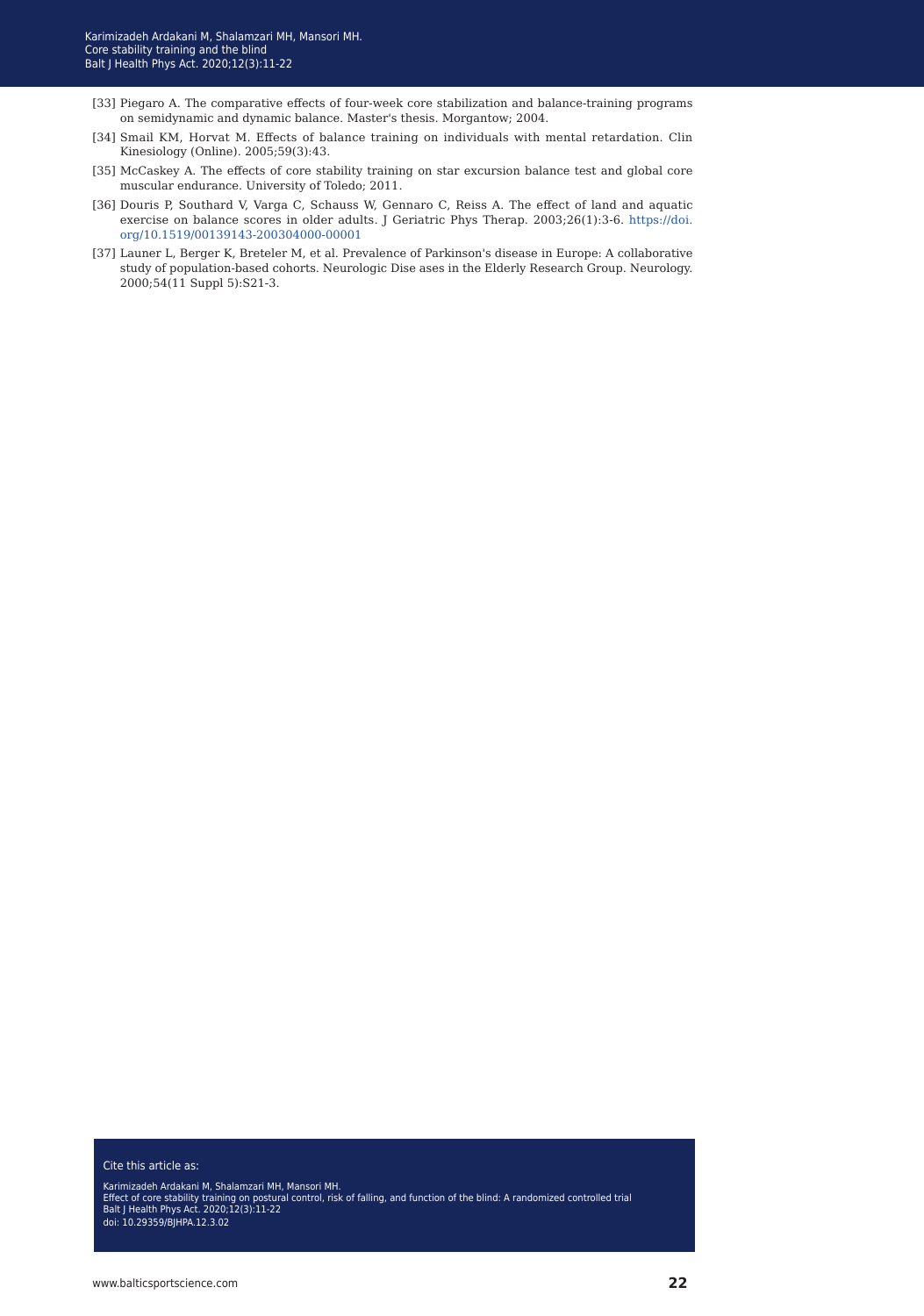[33] Piegaro A. The comparative effects of four-week core stabilization and balance-training programs on semidynamic and dynamic balance. Master's thesis. Morgantow; 2004.

[34] Smail KM, Horvat M. Effects of balance training on individuals with mental retardation. Clin Kinesiology (Online). 2005;59(3):43.

[35] McCaskey A. The effects of core stability training on star excursion balance test and global core muscular endurance. University of Toledo; 2011.

[36] Douris P, Southard V, Varga C, Schauss W, Gennaro C, Reiss A. The effect of land and aquatic exercise on balance scores in older adults. J Geriatric Phys Therap. 2003;26(1):3-6. https://doi.org/10.1519/00139143-200304000-00001

[37] Launer L, Berger K, Breteler M, et al. Prevalence of Parkinson's disease in Europe: A collaborative study of population-based cohorts. Neurologic Dise ases in the Elderly Research Group. Neurology. 2000;54(11 Suppl 5):S21-3.

Cite this article as:

Karimizadeh Ardakani M, Shalamzari MH, Mansori MH.
Effect of core stability training on postural control, risk of falling, and function of the blind: A randomized controlled trial
Balt J Health Phys Act. 2020;12(3):11-22
doi: 10.29359/BJHPA.12.3.02